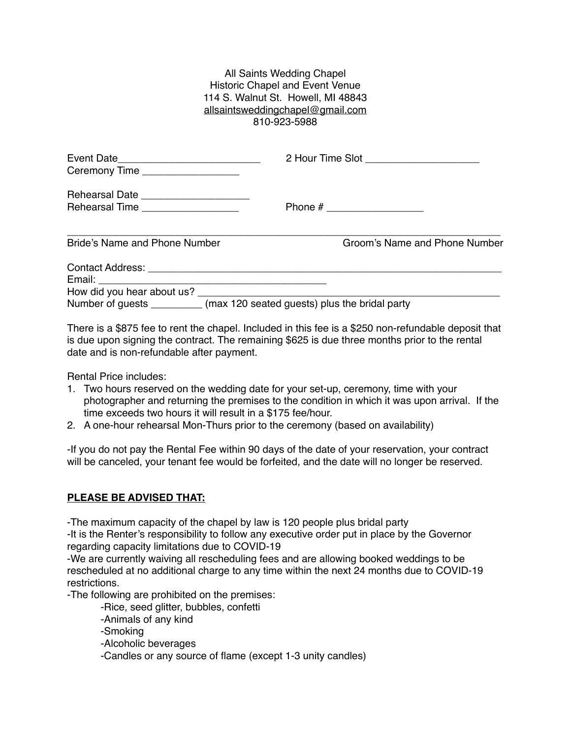All Saints Wedding Chapel
Historic Chapel and Event Venue
114 S. Walnut St. Howell, MI 48843
allsaintsweddingchapel@gmail.com
810-923-5988

Event Date_________________________ 2 Hour Time Slot ____________________
Ceremony Time _________________

Rehearsal Date ___________________
Rehearsal Time _________________ Phone # _________________

_______________________________________________________________________________
Bride's Name and Phone Number Groom's Name and Phone Number

Contact Address: ________________________________________________________________
Email: __________________________________________
How did you hear about us? ______________________________________________________
Number of guests _________ (max 120 seated guests) plus the bridal party

There is a $875 fee to rent the chapel. Included in this fee is a $250 non-refundable deposit that is due upon signing the contract. The remaining $625 is due three months prior to the rental date and is non-refundable after payment.

Rental Price includes:

1. Two hours reserved on the wedding date for your set-up, ceremony, time with your photographer and returning the premises to the condition in which it was upon arrival. If the time exceeds two hours it will result in a $175 fee/hour.
2. A one-hour rehearsal Mon-Thurs prior to the ceremony (based on availability)

-If you do not pay the Rental Fee within 90 days of the date of your reservation, your contract will be canceled, your tenant fee would be forfeited, and the date will no longer be reserved.

**PLEASE BE ADVISED THAT:**

-The maximum capacity of the chapel by law is 120 people plus bridal party
-It is the Renter's responsibility to follow any executive order put in place by the Governor regarding capacity limitations due to COVID-19
-We are currently waiving all rescheduling fees and are allowing booked weddings to be rescheduled at no additional charge to any time within the next 24 months due to COVID-19 restrictions.
-The following are prohibited on the premises:

- -Rice, seed glitter, bubbles, confetti
- -Animals of any kind
- -Smoking
- -Alcoholic beverages
- -Candles or any source of flame (except 1-3 unity candles)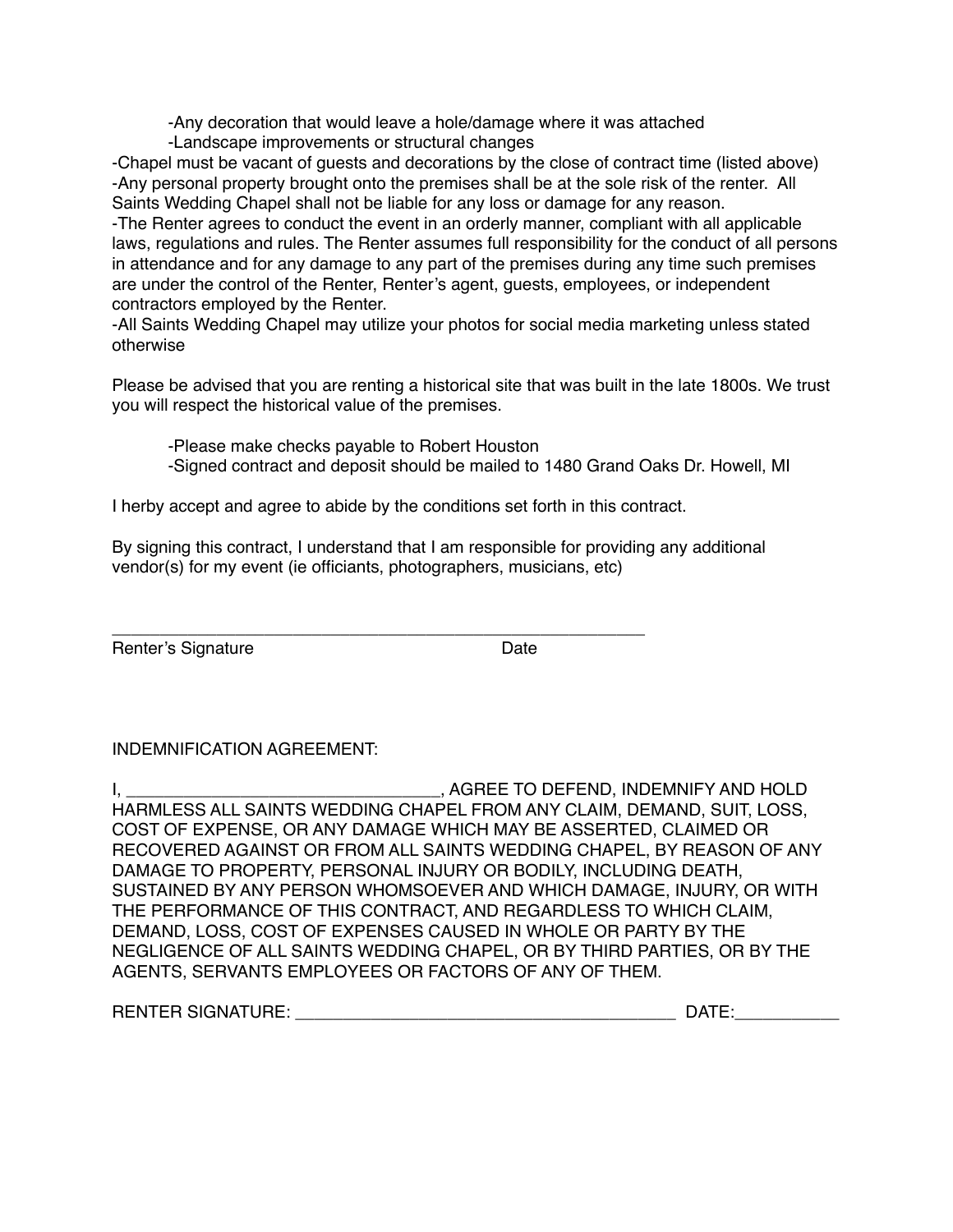-Any decoration that would leave a hole/damage where it was attached
-Landscape improvements or structural changes

-Chapel must be vacant of guests and decorations by the close of contract time (listed above)
-Any personal property brought onto the premises shall be at the sole risk of the renter. All Saints Wedding Chapel shall not be liable for any loss or damage for any reason.
-The Renter agrees to conduct the event in an orderly manner, compliant with all applicable laws, regulations and rules. The Renter assumes full responsibility for the conduct of all persons in attendance and for any damage to any part of the premises during any time such premises are under the control of the Renter, Renter's agent, guests, employees, or independent contractors employed by the Renter.
-All Saints Wedding Chapel may utilize your photos for social media marketing unless stated otherwise

Please be advised that you are renting a historical site that was built in the late 1800s. We trust you will respect the historical value of the premises.

-Please make checks payable to Robert Houston
-Signed contract and deposit should be mailed to 1480 Grand Oaks Dr. Howell, MI

I herby accept and agree to abide by the conditions set forth in this contract.

By signing this contract, I understand that I am responsible for providing any additional vendor(s) for my event (ie officiants, photographers, musicians, etc)

___________________________________________________________
Renter's Signature                                        Date

INDEMNIFICATION AGREEMENT:

I, _________________________________, AGREE TO DEFEND, INDEMNIFY AND HOLD HARMLESS ALL SAINTS WEDDING CHAPEL FROM ANY CLAIM, DEMAND, SUIT, LOSS, COST OF EXPENSE, OR ANY DAMAGE WHICH MAY BE ASSERTED, CLAIMED OR RECOVERED AGAINST OR FROM ALL SAINTS WEDDING CHAPEL, BY REASON OF ANY DAMAGE TO PROPERTY, PERSONAL INJURY OR BODILY, INCLUDING DEATH, SUSTAINED BY ANY PERSON WHOMSOEVER AND WHICH DAMAGE, INJURY, OR WITH THE PERFORMANCE OF THIS CONTRACT, AND REGARDLESS TO WHICH CLAIM, DEMAND, LOSS, COST OF EXPENSES CAUSED IN WHOLE OR PARTY BY THE NEGLIGENCE OF ALL SAINTS WEDDING CHAPEL, OR BY THIRD PARTIES, OR BY THE AGENTS, SERVANTS EMPLOYEES OR FACTORS OF ANY OF THEM.

RENTER SIGNATURE: ________________________________________ DATE:___________